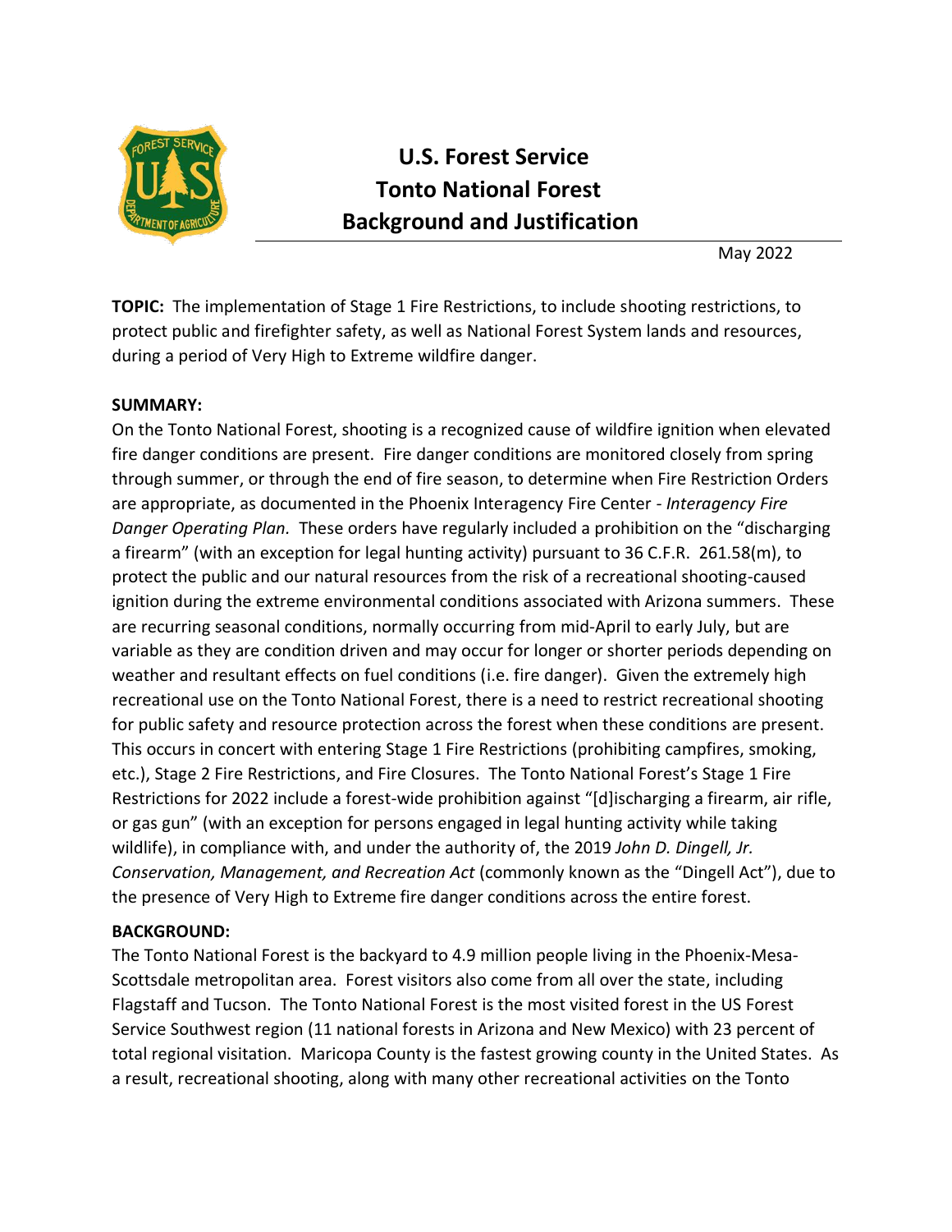# U.S. Forest Service
# Tonto National Forest
# Background and Justification

May 2022

**TOPIC:** The implementation of Stage 1 Fire Restrictions, to include shooting restrictions, to protect public and firefighter safety, as well as National Forest System lands and resources, during a period of Very High to Extreme wildfire danger.

**SUMMARY:**

On the Tonto National Forest, shooting is a recognized cause of wildfire ignition when elevated fire danger conditions are present. Fire danger conditions are monitored closely from spring through summer, or through the end of fire season, to determine when Fire Restriction Orders are appropriate, as documented in the Phoenix Interagency Fire Center - *Interagency Fire Danger Operating Plan.* These orders have regularly included a prohibition on the "discharging a firearm" (with an exception for legal hunting activity) pursuant to 36 C.F.R. 261.58(m), to protect the public and our natural resources from the risk of a recreational shooting-caused ignition during the extreme environmental conditions associated with Arizona summers. These are recurring seasonal conditions, normally occurring from mid-April to early July, but are variable as they are condition driven and may occur for longer or shorter periods depending on weather and resultant effects on fuel conditions (i.e. fire danger). Given the extremely high recreational use on the Tonto National Forest, there is a need to restrict recreational shooting for public safety and resource protection across the forest when these conditions are present. This occurs in concert with entering Stage 1 Fire Restrictions (prohibiting campfires, smoking, etc.), Stage 2 Fire Restrictions, and Fire Closures. The Tonto National Forest's Stage 1 Fire Restrictions for 2022 include a forest-wide prohibition against "[d]ischarging a firearm, air rifle, or gas gun" (with an exception for persons engaged in legal hunting activity while taking wildlife), in compliance with, and under the authority of, the 2019 *John D. Dingell, Jr. Conservation, Management, and Recreation Act* (commonly known as the "Dingell Act"), due to the presence of Very High to Extreme fire danger conditions across the entire forest.

**BACKGROUND:**

The Tonto National Forest is the backyard to 4.9 million people living in the Phoenix-Mesa-Scottsdale metropolitan area. Forest visitors also come from all over the state, including Flagstaff and Tucson. The Tonto National Forest is the most visited forest in the US Forest Service Southwest region (11 national forests in Arizona and New Mexico) with 23 percent of total regional visitation. Maricopa County is the fastest growing county in the United States. As a result, recreational shooting, along with many other recreational activities on the Tonto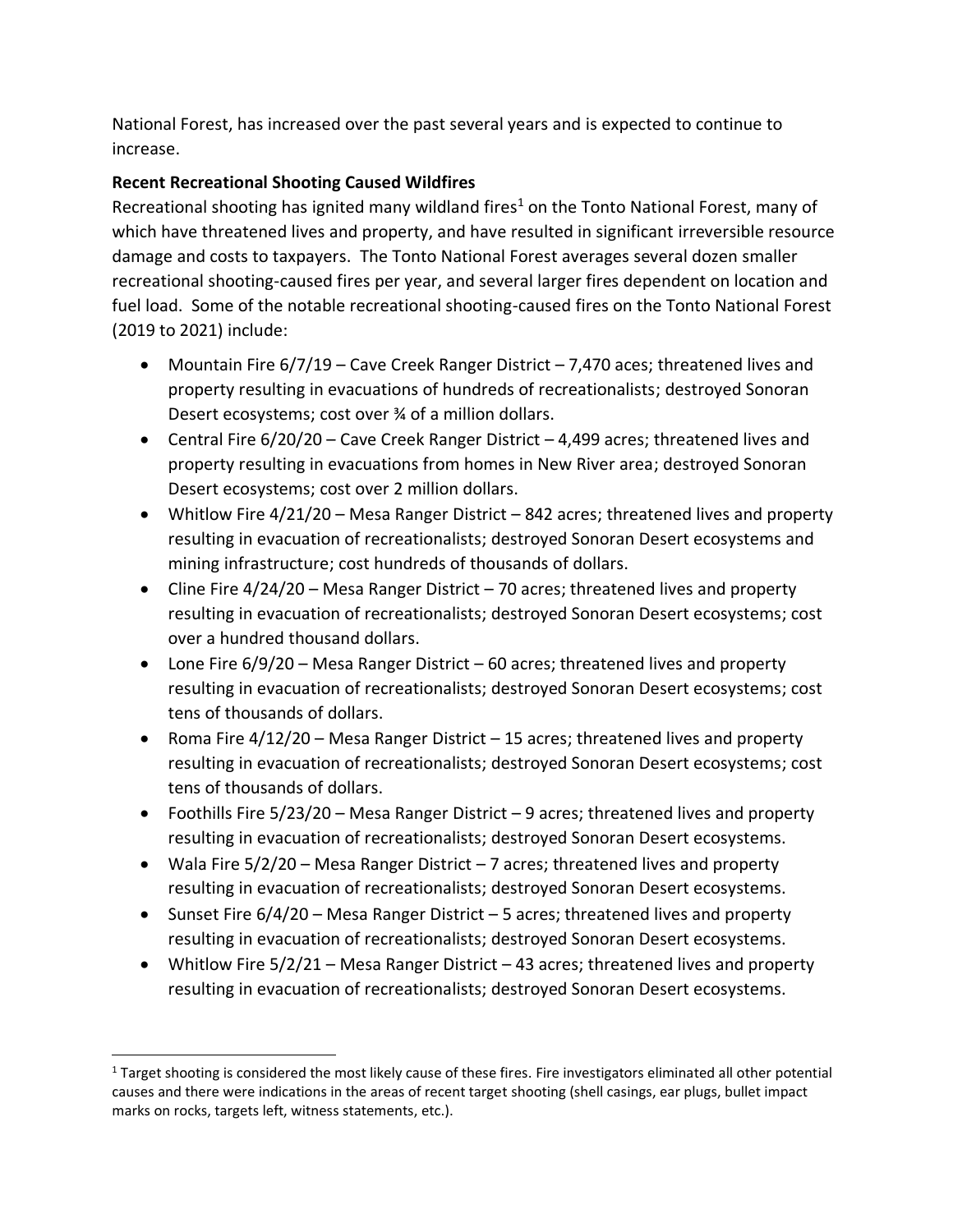National Forest, has increased over the past several years and is expected to continue to increase.

**Recent Recreational Shooting Caused Wildfires**

Recreational shooting has ignited many wildland fires[1] on the Tonto National Forest, many of which have threatened lives and property, and have resulted in significant irreversible resource damage and costs to taxpayers. The Tonto National Forest averages several dozen smaller recreational shooting-caused fires per year, and several larger fires dependent on location and fuel load. Some of the notable recreational shooting-caused fires on the Tonto National Forest (2019 to 2021) include:

- Mountain Fire 6/7/19 – Cave Creek Ranger District – 7,470 aces; threatened lives and property resulting in evacuations of hundreds of recreationalists; destroyed Sonoran Desert ecosystems; cost over ¾ of a million dollars.
- Central Fire 6/20/20 – Cave Creek Ranger District – 4,499 acres; threatened lives and property resulting in evacuations from homes in New River area; destroyed Sonoran Desert ecosystems; cost over 2 million dollars.
- Whitlow Fire 4/21/20 – Mesa Ranger District – 842 acres; threatened lives and property resulting in evacuation of recreationalists; destroyed Sonoran Desert ecosystems and mining infrastructure; cost hundreds of thousands of dollars.
- Cline Fire 4/24/20 – Mesa Ranger District – 70 acres; threatened lives and property resulting in evacuation of recreationalists; destroyed Sonoran Desert ecosystems; cost over a hundred thousand dollars.
- Lone Fire 6/9/20 – Mesa Ranger District – 60 acres; threatened lives and property resulting in evacuation of recreationalists; destroyed Sonoran Desert ecosystems; cost tens of thousands of dollars.
- Roma Fire 4/12/20 – Mesa Ranger District – 15 acres; threatened lives and property resulting in evacuation of recreationalists; destroyed Sonoran Desert ecosystems; cost tens of thousands of dollars.
- Foothills Fire 5/23/20 – Mesa Ranger District – 9 acres; threatened lives and property resulting in evacuation of recreationalists; destroyed Sonoran Desert ecosystems.
- Wala Fire 5/2/20 – Mesa Ranger District – 7 acres; threatened lives and property resulting in evacuation of recreationalists; destroyed Sonoran Desert ecosystems.
- Sunset Fire 6/4/20 – Mesa Ranger District – 5 acres; threatened lives and property resulting in evacuation of recreationalists; destroyed Sonoran Desert ecosystems.
- Whitlow Fire 5/2/21 – Mesa Ranger District – 43 acres; threatened lives and property resulting in evacuation of recreationalists; destroyed Sonoran Desert ecosystems.

[1] Target shooting is considered the most likely cause of these fires. Fire investigators eliminated all other potential causes and there were indications in the areas of recent target shooting (shell casings, ear plugs, bullet impact marks on rocks, targets left, witness statements, etc.).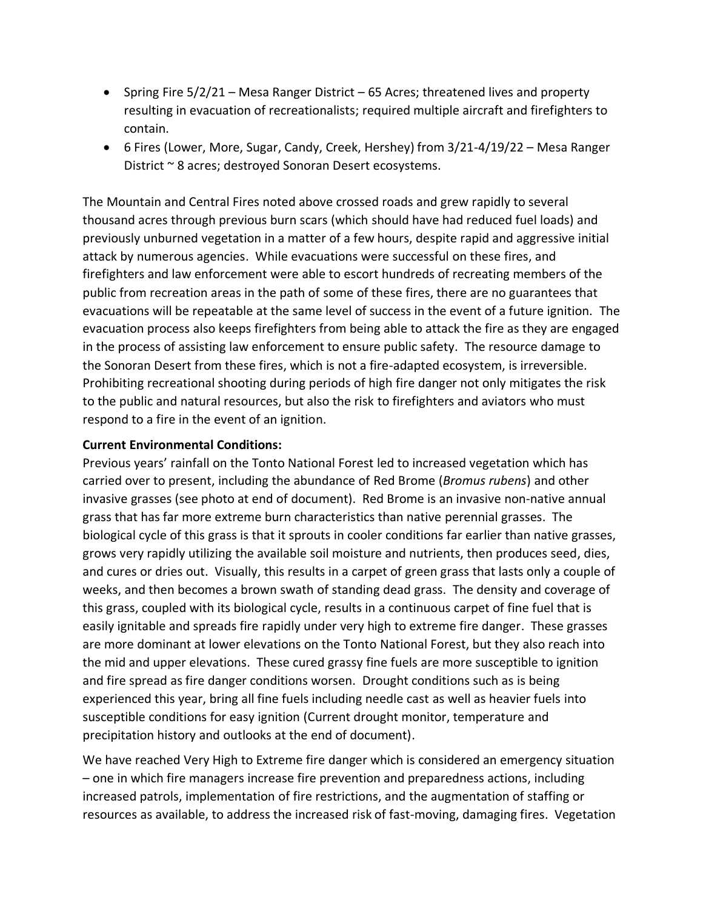- Spring Fire 5/2/21 – Mesa Ranger District – 65 Acres; threatened lives and property resulting in evacuation of recreationalists; required multiple aircraft and firefighters to contain.
- 6 Fires (Lower, More, Sugar, Candy, Creek, Hershey) from 3/21-4/19/22 – Mesa Ranger District ~ 8 acres; destroyed Sonoran Desert ecosystems.

The Mountain and Central Fires noted above crossed roads and grew rapidly to several thousand acres through previous burn scars (which should have had reduced fuel loads) and previously unburned vegetation in a matter of a few hours, despite rapid and aggressive initial attack by numerous agencies. While evacuations were successful on these fires, and firefighters and law enforcement were able to escort hundreds of recreating members of the public from recreation areas in the path of some of these fires, there are no guarantees that evacuations will be repeatable at the same level of success in the event of a future ignition. The evacuation process also keeps firefighters from being able to attack the fire as they are engaged in the process of assisting law enforcement to ensure public safety. The resource damage to the Sonoran Desert from these fires, which is not a fire-adapted ecosystem, is irreversible. Prohibiting recreational shooting during periods of high fire danger not only mitigates the risk to the public and natural resources, but also the risk to firefighters and aviators who must respond to a fire in the event of an ignition.

**Current Environmental Conditions:**

Previous years' rainfall on the Tonto National Forest led to increased vegetation which has carried over to present, including the abundance of Red Brome (*Bromus rubens*) and other invasive grasses (see photo at end of document). Red Brome is an invasive non-native annual grass that has far more extreme burn characteristics than native perennial grasses. The biological cycle of this grass is that it sprouts in cooler conditions far earlier than native grasses, grows very rapidly utilizing the available soil moisture and nutrients, then produces seed, dies, and cures or dries out. Visually, this results in a carpet of green grass that lasts only a couple of weeks, and then becomes a brown swath of standing dead grass. The density and coverage of this grass, coupled with its biological cycle, results in a continuous carpet of fine fuel that is easily ignitable and spreads fire rapidly under very high to extreme fire danger. These grasses are more dominant at lower elevations on the Tonto National Forest, but they also reach into the mid and upper elevations. These cured grassy fine fuels are more susceptible to ignition and fire spread as fire danger conditions worsen. Drought conditions such as is being experienced this year, bring all fine fuels including needle cast as well as heavier fuels into susceptible conditions for easy ignition (Current drought monitor, temperature and precipitation history and outlooks at the end of document).

We have reached Very High to Extreme fire danger which is considered an emergency situation – one in which fire managers increase fire prevention and preparedness actions, including increased patrols, implementation of fire restrictions, and the augmentation of staffing or resources as available, to address the increased risk of fast-moving, damaging fires. Vegetation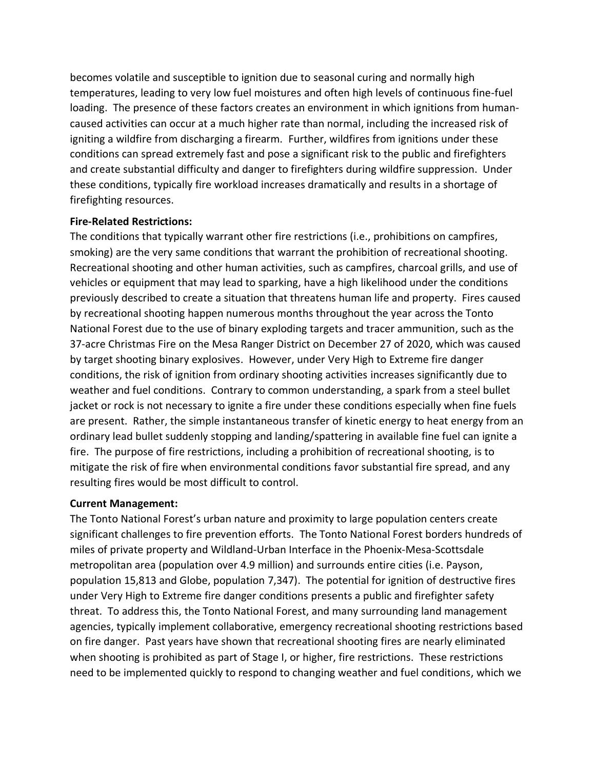becomes volatile and susceptible to ignition due to seasonal curing and normally high temperatures, leading to very low fuel moistures and often high levels of continuous fine-fuel loading. The presence of these factors creates an environment in which ignitions from human-caused activities can occur at a much higher rate than normal, including the increased risk of igniting a wildfire from discharging a firearm. Further, wildfires from ignitions under these conditions can spread extremely fast and pose a significant risk to the public and firefighters and create substantial difficulty and danger to firefighters during wildfire suppression. Under these conditions, typically fire workload increases dramatically and results in a shortage of firefighting resources.

**Fire-Related Restrictions:**
The conditions that typically warrant other fire restrictions (i.e., prohibitions on campfires, smoking) are the very same conditions that warrant the prohibition of recreational shooting. Recreational shooting and other human activities, such as campfires, charcoal grills, and use of vehicles or equipment that may lead to sparking, have a high likelihood under the conditions previously described to create a situation that threatens human life and property. Fires caused by recreational shooting happen numerous months throughout the year across the Tonto National Forest due to the use of binary exploding targets and tracer ammunition, such as the 37-acre Christmas Fire on the Mesa Ranger District on December 27 of 2020, which was caused by target shooting binary explosives. However, under Very High to Extreme fire danger conditions, the risk of ignition from ordinary shooting activities increases significantly due to weather and fuel conditions. Contrary to common understanding, a spark from a steel bullet jacket or rock is not necessary to ignite a fire under these conditions especially when fine fuels are present. Rather, the simple instantaneous transfer of kinetic energy to heat energy from an ordinary lead bullet suddenly stopping and landing/spattering in available fine fuel can ignite a fire. The purpose of fire restrictions, including a prohibition of recreational shooting, is to mitigate the risk of fire when environmental conditions favor substantial fire spread, and any resulting fires would be most difficult to control.

**Current Management:**
The Tonto National Forest's urban nature and proximity to large population centers create significant challenges to fire prevention efforts. The Tonto National Forest borders hundreds of miles of private property and Wildland-Urban Interface in the Phoenix-Mesa-Scottsdale metropolitan area (population over 4.9 million) and surrounds entire cities (i.e. Payson, population 15,813 and Globe, population 7,347). The potential for ignition of destructive fires under Very High to Extreme fire danger conditions presents a public and firefighter safety threat. To address this, the Tonto National Forest, and many surrounding land management agencies, typically implement collaborative, emergency recreational shooting restrictions based on fire danger. Past years have shown that recreational shooting fires are nearly eliminated when shooting is prohibited as part of Stage I, or higher, fire restrictions. These restrictions need to be implemented quickly to respond to changing weather and fuel conditions, which we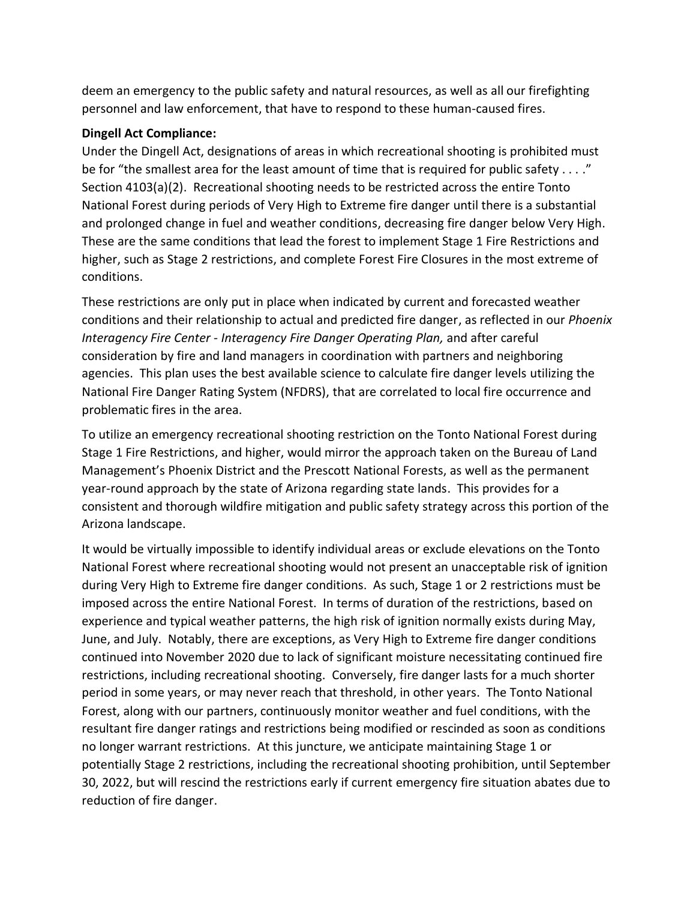deem an emergency to the public safety and natural resources, as well as all our firefighting personnel and law enforcement, that have to respond to these human-caused fires.

**Dingell Act Compliance:**

Under the Dingell Act, designations of areas in which recreational shooting is prohibited must be for "the smallest area for the least amount of time that is required for public safety . . . ." Section 4103(a)(2). Recreational shooting needs to be restricted across the entire Tonto National Forest during periods of Very High to Extreme fire danger until there is a substantial and prolonged change in fuel and weather conditions, decreasing fire danger below Very High. These are the same conditions that lead the forest to implement Stage 1 Fire Restrictions and higher, such as Stage 2 restrictions, and complete Forest Fire Closures in the most extreme of conditions.

These restrictions are only put in place when indicated by current and forecasted weather conditions and their relationship to actual and predicted fire danger, as reflected in our *Phoenix Interagency Fire Center - Interagency Fire Danger Operating Plan,* and after careful consideration by fire and land managers in coordination with partners and neighboring agencies. This plan uses the best available science to calculate fire danger levels utilizing the National Fire Danger Rating System (NFDRS), that are correlated to local fire occurrence and problematic fires in the area.

To utilize an emergency recreational shooting restriction on the Tonto National Forest during Stage 1 Fire Restrictions, and higher, would mirror the approach taken on the Bureau of Land Management's Phoenix District and the Prescott National Forests, as well as the permanent year-round approach by the state of Arizona regarding state lands. This provides for a consistent and thorough wildfire mitigation and public safety strategy across this portion of the Arizona landscape.

It would be virtually impossible to identify individual areas or exclude elevations on the Tonto National Forest where recreational shooting would not present an unacceptable risk of ignition during Very High to Extreme fire danger conditions. As such, Stage 1 or 2 restrictions must be imposed across the entire National Forest. In terms of duration of the restrictions, based on experience and typical weather patterns, the high risk of ignition normally exists during May, June, and July. Notably, there are exceptions, as Very High to Extreme fire danger conditions continued into November 2020 due to lack of significant moisture necessitating continued fire restrictions, including recreational shooting. Conversely, fire danger lasts for a much shorter period in some years, or may never reach that threshold, in other years. The Tonto National Forest, along with our partners, continuously monitor weather and fuel conditions, with the resultant fire danger ratings and restrictions being modified or rescinded as soon as conditions no longer warrant restrictions. At this juncture, we anticipate maintaining Stage 1 or potentially Stage 2 restrictions, including the recreational shooting prohibition, until September 30, 2022, but will rescind the restrictions early if current emergency fire situation abates due to reduction of fire danger.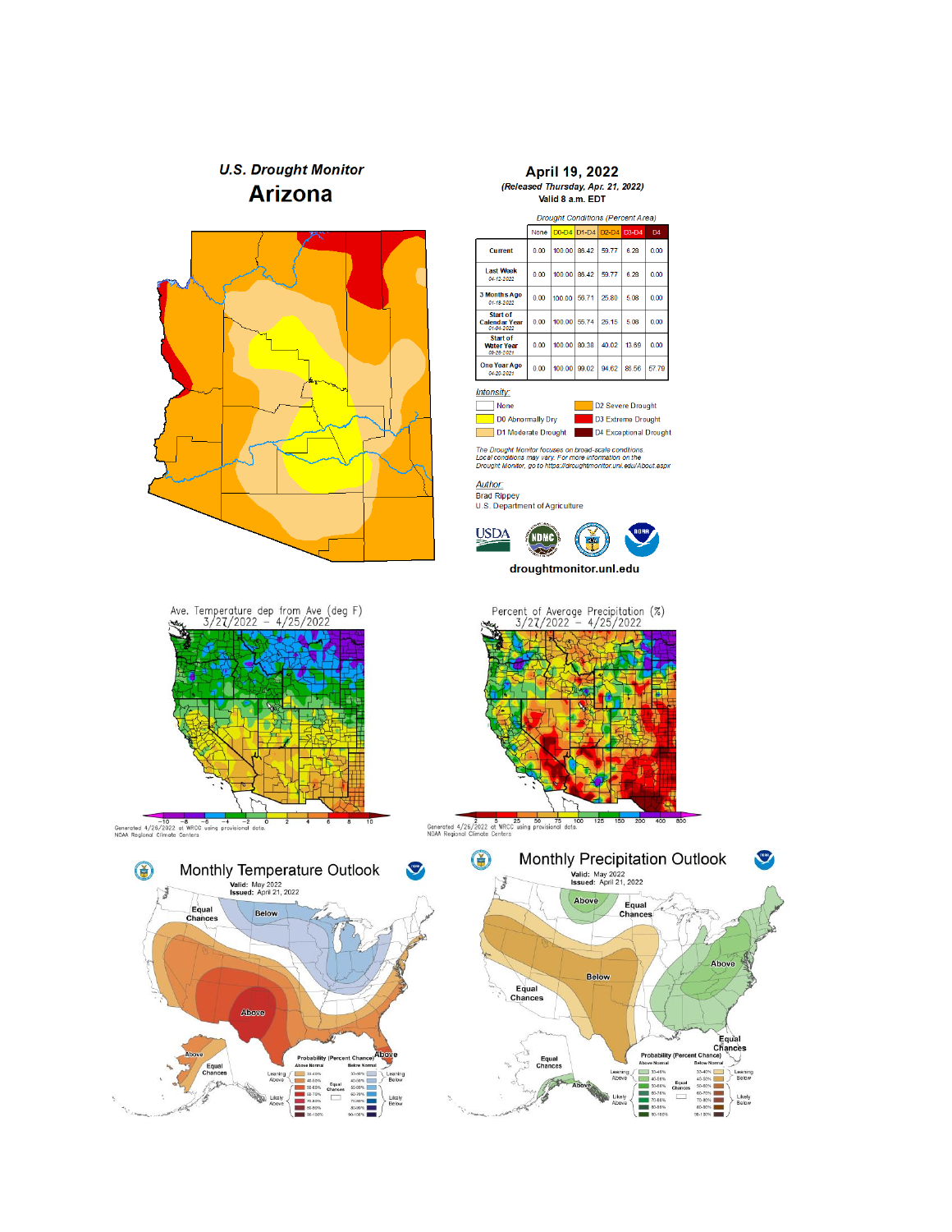## U.S. Drought Monitor

# Arizona

## April 19, 2022

*(Released Thursday, Apr. 21, 2022)*

Valid 8 a.m. EDT

*Drought Conditions (Percent Area)*

| | None | D0-D4 | D1-D4 | D2-D4 | D3-D4 | D4 |
|---|---|---|---|---|---|---|
| Current | 0.00 | 100.00 | 86.42 | 59.77 | 6.28 | 0.00 |
| Last Week 04-12-2022 | 0.00 | 100.00 | 86.42 | 59.77 | 6.28 | 0.00 |
| 3 Months Ago 01-18-2022 | 0.00 | 100.00 | 56.71 | 25.80 | 5.08 | 0.00 |
| Start of Calendar Year 01-04-2022 | 0.00 | 100.00 | 55.74 | 25.15 | 5.08 | 0.00 |
| Start of Water Year 09-28-2021 | 0.00 | 100.00 | 80.38 | 40.02 | 13.69 | 0.00 |
| One Year Ago 04-20-2021 | 0.00 | 100.00 | 99.02 | 94.62 | 86.56 | 57.79 |

*Intensity:*

- None
- D0 Abnormally Dry
- D1 Moderate Drought
- D2 Severe Drought
- D3 Extreme Drought
- D4 Exceptional Drought

*The Drought Monitor focuses on broad-scale conditions. Local conditions may vary. For more information on the Drought Monitor, go to https://droughtmonitor.unl.edu/About.aspx*

*Author:*

Brad Rippey

U.S. Department of Agriculture

**droughtmonitor.unl.edu**

Ave. Temperature dep from Ave (deg F)
3/27/2022 – 4/25/2022

Generated 4/26/2022 at WRCC using provisional data.
NOAA Regional Climate Centers

Percent of Average Precipitation (%)
3/27/2022 – 4/25/2022

Generated 4/26/2022 at WRCC using provisional data.
NOAA Regional Climate Centers

## Monthly Temperature Outlook

**Valid:** May 2022
**Issued:** April 21, 2022

## Monthly Precipitation Outlook

**Valid:** May 2022
**Issued:** April 21, 2022